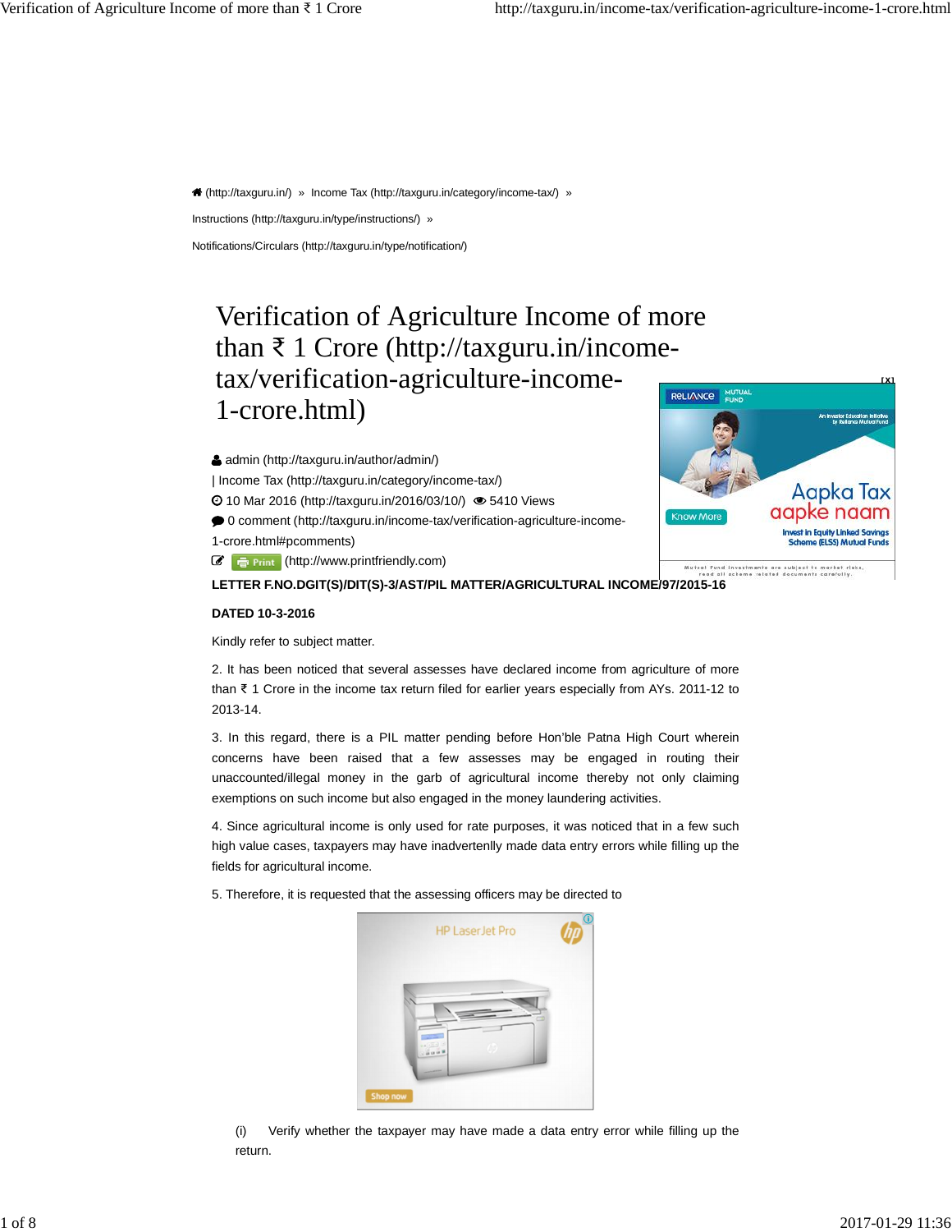(http://taxguru.in/) » Income Tax (http://taxguru.in/category/income-tax/) »

Instructions (http://taxguru.in/type/instructions/) »

Notifications/Circulars (http://taxguru.in/type/notification/)

# Verification of Agriculture Income of more than ₹ 1 Crore (http://taxguru.in/income-tax/verification-agriculture-income-1-crore.html)

admin (http://taxguru.in/author/admin/) | Income Tax (http://taxguru.in/category/income-tax/)
10 Mar 2016 (http://taxguru.in/2016/03/10/) 5410 Views
0 comment (http://taxguru.in/income-tax/verification-agriculture-income-1-crore.html#pcomments)
Print (http://www.printfriendly.com)

**LETTER F.NO.DGIT(S)/DIT(S)-3/AST/PIL MATTER/AGRICULTURAL INCOME/97/2015-16**

**DATED 10-3-2016**

Kindly refer to subject matter.

2. It has been noticed that several assesses have declared income from agriculture of more than ₹ 1 Crore in the income tax return filed for earlier years especially from AYs. 2011-12 to 2013-14.

3. In this regard, there is a PIL matter pending before Hon'ble Patna High Court wherein concerns have been raised that a few assesses may be engaged in routing their unaccounted/illegal money in the garb of agricultural income thereby not only claiming exemptions on such income but also engaged in the money laundering activities.

4. Since agricultural income is only used for rate purposes, it was noticed that in a few such high value cases, taxpayers may have inadvertenlly made data entry errors while filling up the fields for agricultural income.

5. Therefore, it is requested that the assessing officers may be directed to

(i) Verify whether the taxpayer may have made a data entry error while filling up the return.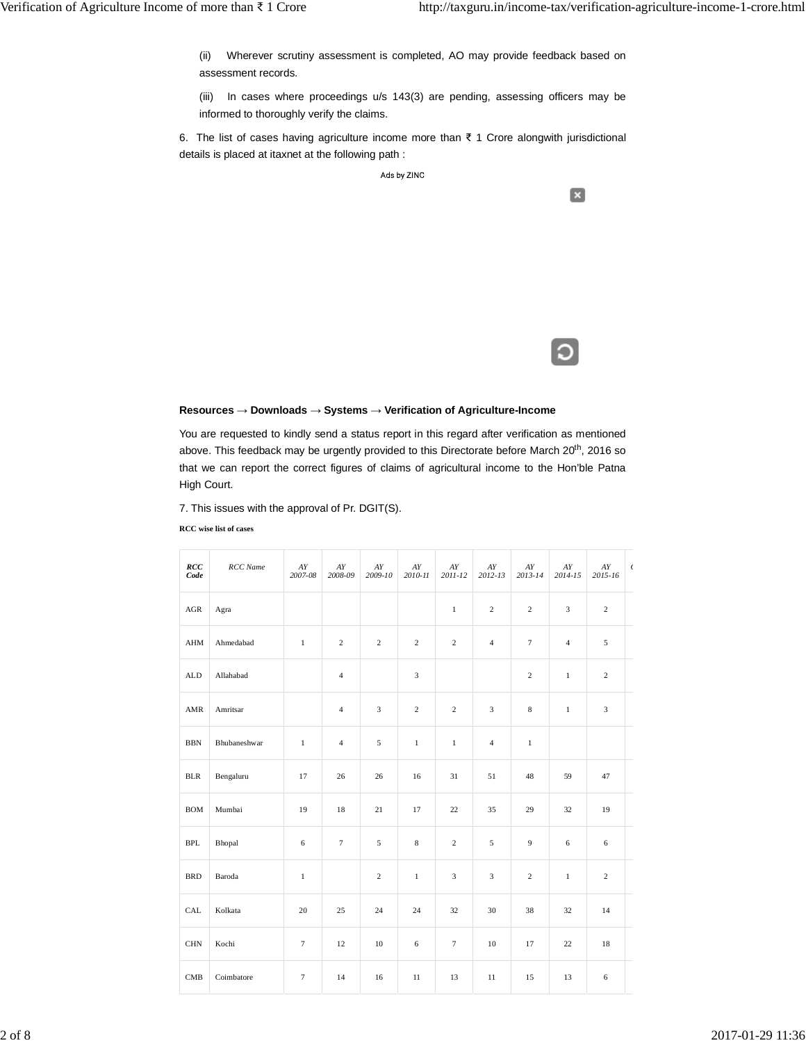(ii) Wherever scrutiny assessment is completed, AO may provide feedback based on assessment records.

(iii) In cases where proceedings u/s 143(3) are pending, assessing officers may be informed to thoroughly verify the claims.

6. The list of cases having agriculture income more than ₹ 1 Crore alongwith jurisdictional details is placed at itaxnet at the following path :

**Resources → Downloads → Systems → Verification of Agriculture-Income**

You are requested to kindly send a status report in this regard after verification as mentioned above. This feedback may be urgently provided to this Directorate before March 20th, 2016 so that we can report the correct figures of claims of agricultural income to the Hon'ble Patna High Court.

7. This issues with the approval of Pr. DGIT(S).

**RCC wise list of cases**

| *RCC Code* | *RCC Name* | *AY 2007-08* | *AY 2008-09* | *AY 2009-10* | *AY 2010-11* | *AY 2011-12* | *AY 2012-13* | *AY 2013-14* | *AY 2014-15* | *AY 2015-16* |
|---|---|---|---|---|---|---|---|---|---|---|
| AGR | Agra | | | | | 1 | 2 | 2 | 3 | 2 |
| AHM | Ahmedabad | 1 | 2 | 2 | 2 | 2 | 4 | 7 | 4 | 5 |
| ALD | Allahabad | | 4 | | 3 | | | 2 | 1 | 2 |
| AMR | Amritsar | | 4 | 3 | 2 | 2 | 3 | 8 | 1 | 3 |
| BBN | Bhubaneshwar | 1 | 4 | 5 | 1 | 1 | 4 | 1 | | |
| BLR | Bengaluru | 17 | 26 | 26 | 16 | 31 | 51 | 48 | 59 | 47 |
| BOM | Mumbai | 19 | 18 | 21 | 17 | 22 | 35 | 29 | 32 | 19 |
| BPL | Bhopal | 6 | 7 | 5 | 8 | 2 | 5 | 9 | 6 | 6 |
| BRD | Baroda | 1 | | 2 | 1 | 3 | 3 | 2 | 1 | 2 |
| CAL | Kolkata | 20 | 25 | 24 | 24 | 32 | 30 | 38 | 32 | 14 |
| CHN | Kochi | 7 | 12 | 10 | 6 | 7 | 10 | 17 | 22 | 18 |
| CMB | Coimbatore | 7 | 14 | 16 | 11 | 13 | 11 | 15 | 13 | 6 |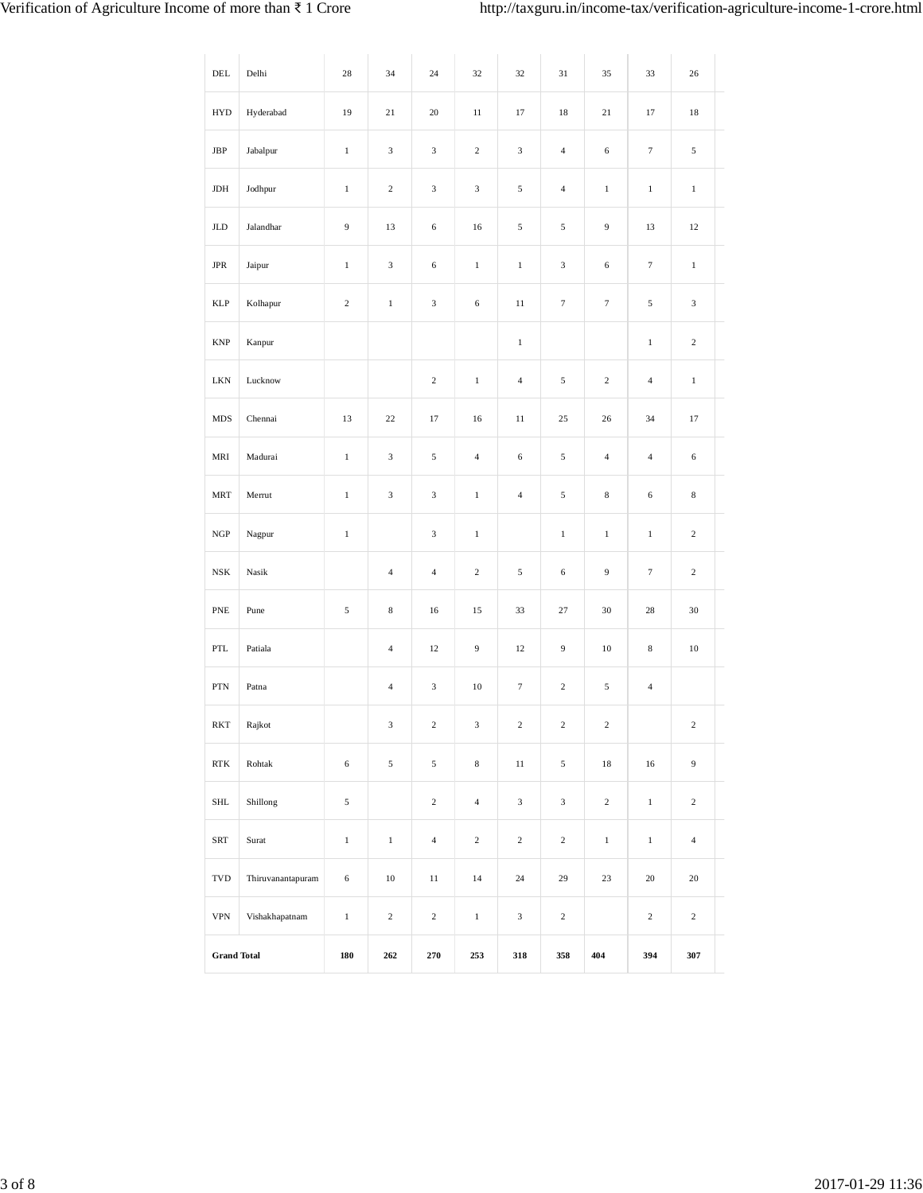| | | | | | | | | | | |
|---|---|---|---|---|---|---|---|---|---|---|
| DEL | Delhi | 28 | 34 | 24 | 32 | 32 | 31 | 35 | 33 | 26 |
| HYD | Hyderabad | 19 | 21 | 20 | 11 | 17 | 18 | 21 | 17 | 18 |
| JBP | Jabalpur | 1 | 3 | 3 | 2 | 3 | 4 | 6 | 7 | 5 |
| JDH | Jodhpur | 1 | 2 | 3 | 3 | 5 | 4 | 1 | 1 | 1 |
| JLD | Jalandhar | 9 | 13 | 6 | 16 | 5 | 5 | 9 | 13 | 12 |
| JPR | Jaipur | 1 | 3 | 6 | 1 | 1 | 3 | 6 | 7 | 1 |
| KLP | Kolhapur | 2 | 1 | 3 | 6 | 11 | 7 | 7 | 5 | 3 |
| KNP | Kanpur | | | | | 1 | | | 1 | 2 |
| LKN | Lucknow | | | 2 | 1 | 4 | 5 | 2 | 4 | 1 |
| MDS | Chennai | 13 | 22 | 17 | 16 | 11 | 25 | 26 | 34 | 17 |
| MRI | Madurai | 1 | 3 | 5 | 4 | 6 | 5 | 4 | 4 | 6 |
| MRT | Merrut | 1 | 3 | 3 | 1 | 4 | 5 | 8 | 6 | 8 |
| NGP | Nagpur | 1 | | 3 | 1 | | 1 | 1 | 1 | 2 |
| NSK | Nasik | | 4 | 4 | 2 | 5 | 6 | 9 | 7 | 2 |
| PNE | Pune | 5 | 8 | 16 | 15 | 33 | 27 | 30 | 28 | 30 |
| PTL | Patiala | | 4 | 12 | 9 | 12 | 9 | 10 | 8 | 10 |
| PTN | Patna | | 4 | 3 | 10 | 7 | 2 | 5 | 4 | |
| RKT | Rajkot | | 3 | 2 | 3 | 2 | 2 | 2 | | 2 |
| RTK | Rohtak | 6 | 5 | 5 | 8 | 11 | 5 | 18 | 16 | 9 |
| SHL | Shillong | 5 | | 2 | 4 | 3 | 3 | 2 | 1 | 2 |
| SRT | Surat | 1 | 1 | 4 | 2 | 2 | 2 | 1 | 1 | 4 |
| TVD | Thiruvanantapuram | 6 | 10 | 11 | 14 | 24 | 29 | 23 | 20 | 20 |
| VPN | Vishakhapatnam | 1 | 2 | 2 | 1 | 3 | 2 | | 2 | 2 |
| **Grand Total** | | **180** | **262** | **270** | **253** | **318** | **358** | **404** | **394** | **307** |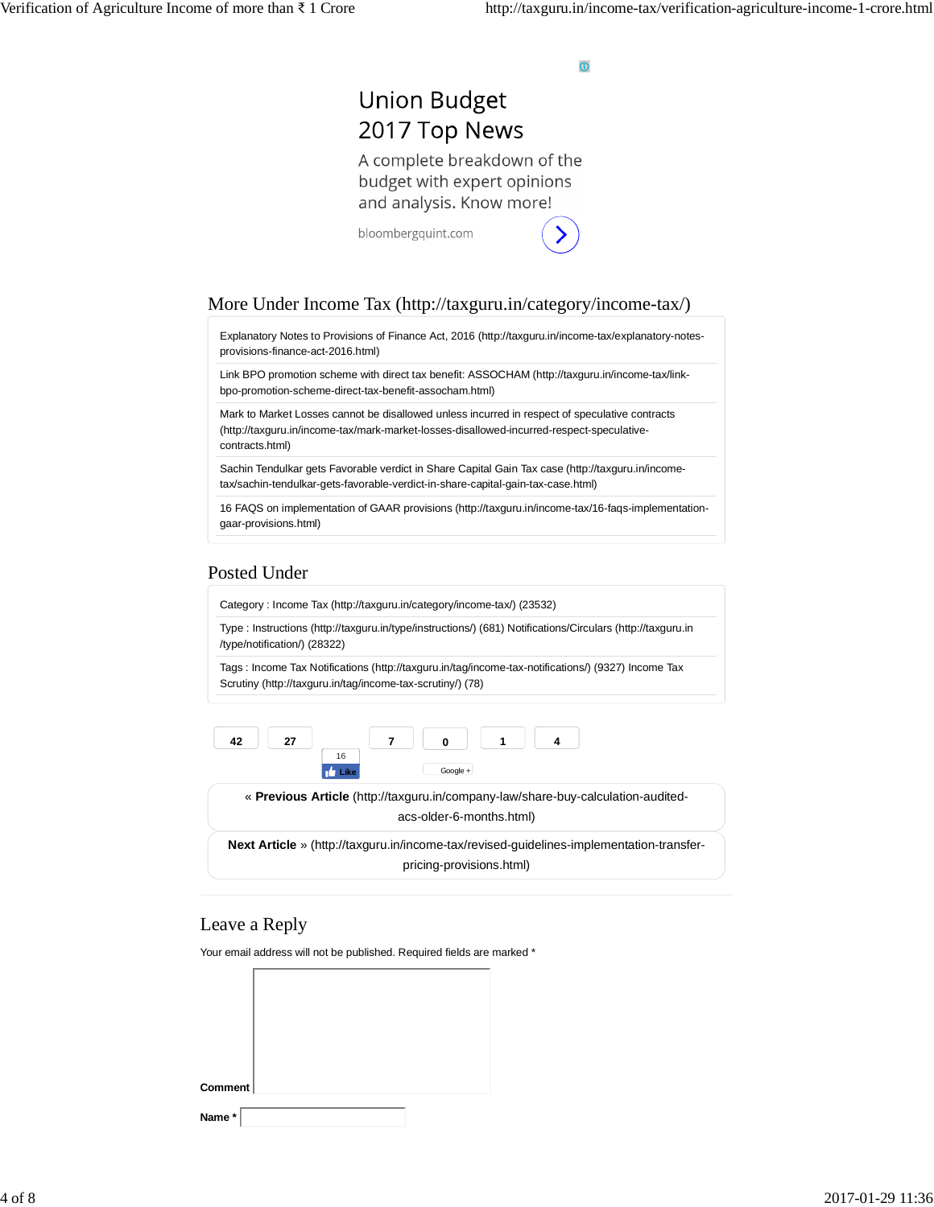Union Budget 2017 Top News

A complete breakdown of the budget with expert opinions and analysis. Know more!

bloombergquint.com

## More Under Income Tax (http://taxguru.in/category/income-tax/)

- Explanatory Notes to Provisions of Finance Act, 2016 (http://taxguru.in/income-tax/explanatory-notes-provisions-finance-act-2016.html)
- Link BPO promotion scheme with direct tax benefit: ASSOCHAM (http://taxguru.in/income-tax/link-bpo-promotion-scheme-direct-tax-benefit-assocham.html)
- Mark to Market Losses cannot be disallowed unless incurred in respect of speculative contracts (http://taxguru.in/income-tax/mark-market-losses-disallowed-incurred-respect-speculative-contracts.html)
- Sachin Tendulkar gets Favorable verdict in Share Capital Gain Tax case (http://taxguru.in/income-tax/sachin-tendulkar-gets-favorable-verdict-in-share-capital-gain-tax-case.html)
- 16 FAQS on implementation of GAAR provisions (http://taxguru.in/income-tax/16-faqs-implementation-gaar-provisions.html)

## Posted Under

- Category : Income Tax (http://taxguru.in/category/income-tax/) (23532)
- Type : Instructions (http://taxguru.in/type/instructions/) (681) Notifications/Circulars (http://taxguru.in/type/notification/) (28322)
- Tags : Income Tax Notifications (http://taxguru.in/tag/income-tax-notifications/) (9327) Income Tax Scrutiny (http://taxguru.in/tag/income-tax-scrutiny/) (78)

42 27 16 Like 7 0 Google + 1 4

« **Previous Article** (http://taxguru.in/company-law/share-buy-calculation-audited-acs-older-6-months.html)

**Next Article** » (http://taxguru.in/income-tax/revised-guidelines-implementation-transfer-pricing-provisions.html)

## Leave a Reply

Your email address will not be published. Required fields are marked *

**Comment**

**Name ***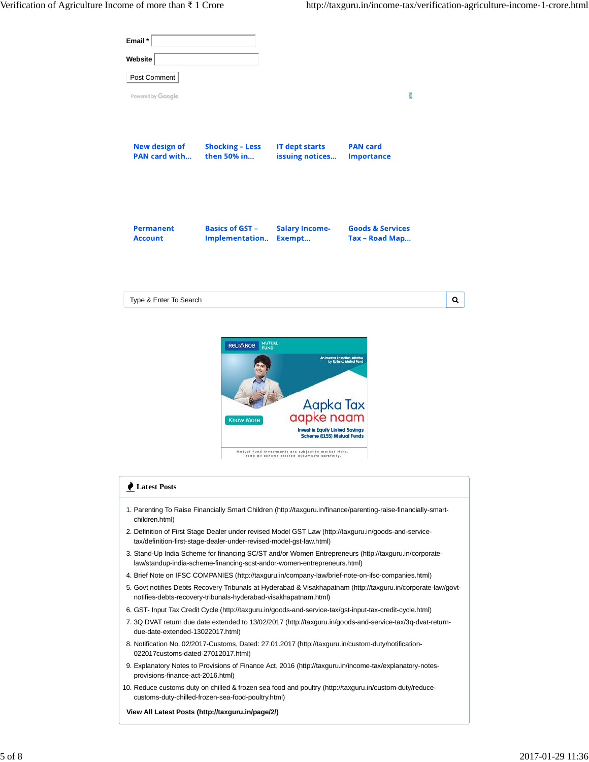**Email** *

**Website**

Post Comment

Powered by Google

New design of PAN card with...

Shocking – Less then 50% in...

IT dept starts issuing notices...

PAN card Importance

Permanent Account

Basics of GST – Implementation..

Salary Income-Exempt...

Goods & Services Tax – Road Map...

Type & Enter To Search

RELIANCE MUTUAL FUND

An Investor Education Initiative by Reliance Mutual Fund

Aapka Tax aapke naam

Know More

Invest in Equity Linked Savings Scheme (ELSS) Mutual Funds

Mutual Fund investments are subject to market risks, read all scheme related documents carefully.

### Latest Posts

1. Parenting To Raise Financially Smart Children (http://taxguru.in/finance/parenting-raise-financially-smart-children.html)
2. Definition of First Stage Dealer under revised Model GST Law (http://taxguru.in/goods-and-service-tax/definition-first-stage-dealer-under-revised-model-gst-law.html)
3. Stand-Up India Scheme for financing SC/ST and/or Women Entrepreneurs (http://taxguru.in/corporate-law/standup-india-scheme-financing-scst-andor-women-entrepreneurs.html)
4. Brief Note on IFSC COMPANIES (http://taxguru.in/company-law/brief-note-on-ifsc-companies.html)
5. Govt notifies Debts Recovery Tribunals at Hyderabad & Visakhapatnam (http://taxguru.in/corporate-law/govt-notifies-debts-recovery-tribunals-hyderabad-visakhapatnam.html)
6. GST- Input Tax Credit Cycle (http://taxguru.in/goods-and-service-tax/gst-input-tax-credit-cycle.html)
7. 3Q DVAT return due date extended to 13/02/2017 (http://taxguru.in/goods-and-service-tax/3q-dvat-return-due-date-extended-13022017.html)
8. Notification No. 02/2017-Customs, Dated: 27.01.2017 (http://taxguru.in/custom-duty/notification-022017customs-dated-27012017.html)
9. Explanatory Notes to Provisions of Finance Act, 2016 (http://taxguru.in/income-tax/explanatory-notes-provisions-finance-act-2016.html)
10. Reduce customs duty on chilled & frozen sea food and poultry (http://taxguru.in/custom-duty/reduce-customs-duty-chilled-frozen-sea-food-poultry.html)

**View All Latest Posts (http://taxguru.in/page/2/)**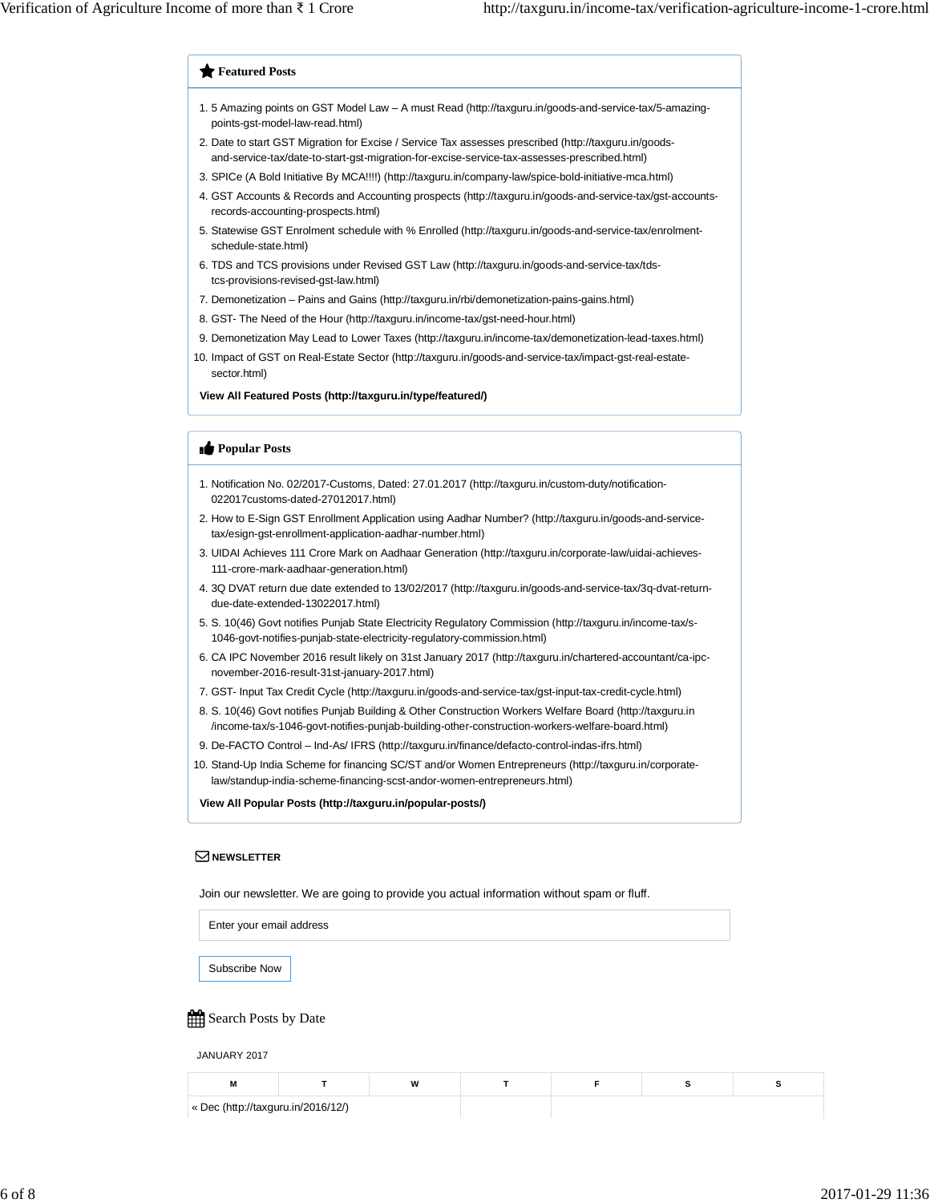### Featured Posts

1. 5 Amazing points on GST Model Law – A must Read (http://taxguru.in/goods-and-service-tax/5-amazing-points-gst-model-law-read.html)
2. Date to start GST Migration for Excise / Service Tax assesses prescribed (http://taxguru.in/goods-and-service-tax/date-to-start-gst-migration-for-excise-service-tax-assesses-prescribed.html)
3. SPICe (A Bold Initiative By MCA!!!!) (http://taxguru.in/company-law/spice-bold-initiative-mca.html)
4. GST Accounts & Records and Accounting prospects (http://taxguru.in/goods-and-service-tax/gst-accounts-records-accounting-prospects.html)
5. Statewise GST Enrolment schedule with % Enrolled (http://taxguru.in/goods-and-service-tax/enrolment-schedule-state.html)
6. TDS and TCS provisions under Revised GST Law (http://taxguru.in/goods-and-service-tax/tds-tcs-provisions-revised-gst-law.html)
7. Demonetization – Pains and Gains (http://taxguru.in/rbi/demonetization-pains-gains.html)
8. GST- The Need of the Hour (http://taxguru.in/income-tax/gst-need-hour.html)
9. Demonetization May Lead to Lower Taxes (http://taxguru.in/income-tax/demonetization-lead-taxes.html)
10. Impact of GST on Real-Estate Sector (http://taxguru.in/goods-and-service-tax/impact-gst-real-estate-sector.html)

**View All Featured Posts (http://taxguru.in/type/featured/)**

### Popular Posts

1. Notification No. 02/2017-Customs, Dated: 27.01.2017 (http://taxguru.in/custom-duty/notification-022017customs-dated-27012017.html)
2. How to E-Sign GST Enrollment Application using Aadhar Number? (http://taxguru.in/goods-and-service-tax/esign-gst-enrollment-application-aadhar-number.html)
3. UIDAI Achieves 111 Crore Mark on Aadhaar Generation (http://taxguru.in/corporate-law/uidai-achieves-111-crore-mark-aadhaar-generation.html)
4. 3Q DVAT return due date extended to 13/02/2017 (http://taxguru.in/goods-and-service-tax/3q-dvat-return-due-date-extended-13022017.html)
5. S. 10(46) Govt notifies Punjab State Electricity Regulatory Commission (http://taxguru.in/income-tax/s-1046-govt-notifies-punjab-state-electricity-regulatory-commission.html)
6. CA IPC November 2016 result likely on 31st January 2017 (http://taxguru.in/chartered-accountant/ca-ipc-november-2016-result-31st-january-2017.html)
7. GST- Input Tax Credit Cycle (http://taxguru.in/goods-and-service-tax/gst-input-tax-credit-cycle.html)
8. S. 10(46) Govt notifies Punjab Building & Other Construction Workers Welfare Board (http://taxguru.in/income-tax/s-1046-govt-notifies-punjab-building-other-construction-workers-welfare-board.html)
9. De-FACTO Control – Ind-As/ IFRS (http://taxguru.in/finance/defacto-control-indas-ifrs.html)
10. Stand-Up India Scheme for financing SC/ST and/or Women Entrepreneurs (http://taxguru.in/corporate-law/standup-india-scheme-financing-scst-andor-women-entrepreneurs.html)

**View All Popular Posts (http://taxguru.in/popular-posts/)**

**NEWSLETTER**

Join our newsletter. We are going to provide you actual information without spam or fluff.

Enter your email address

Subscribe Now

### Search Posts by Date

JANUARY 2017

| M | T | W | T | F | S | S |
|---|---|---|---|---|---|---|
| « Dec (http://taxguru.in/2016/12/) | | | | | | |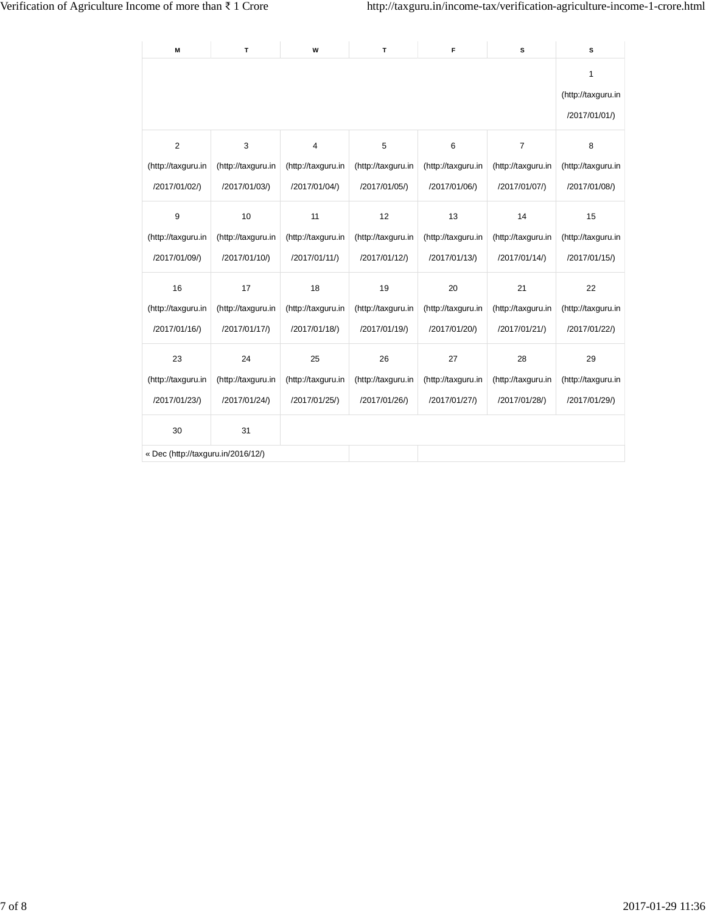| M | T | W | T | F | S | S |
|---|---|---|---|---|---|---|
| | | | | | | 1 (http://taxguru.in/2017/01/01/) |
| 2 (http://taxguru.in/2017/01/02/) | 3 (http://taxguru.in/2017/01/03/) | 4 (http://taxguru.in/2017/01/04/) | 5 (http://taxguru.in/2017/01/05/) | 6 (http://taxguru.in/2017/01/06/) | 7 (http://taxguru.in/2017/01/07/) | 8 (http://taxguru.in/2017/01/08/) |
| 9 (http://taxguru.in/2017/01/09/) | 10 (http://taxguru.in/2017/01/10/) | 11 (http://taxguru.in/2017/01/11/) | 12 (http://taxguru.in/2017/01/12/) | 13 (http://taxguru.in/2017/01/13/) | 14 (http://taxguru.in/2017/01/14/) | 15 (http://taxguru.in/2017/01/15/) |
| 16 (http://taxguru.in/2017/01/16/) | 17 (http://taxguru.in/2017/01/17/) | 18 (http://taxguru.in/2017/01/18/) | 19 (http://taxguru.in/2017/01/19/) | 20 (http://taxguru.in/2017/01/20/) | 21 (http://taxguru.in/2017/01/21/) | 22 (http://taxguru.in/2017/01/22/) |
| 23 (http://taxguru.in/2017/01/23/) | 24 (http://taxguru.in/2017/01/24/) | 25 (http://taxguru.in/2017/01/25/) | 26 (http://taxguru.in/2017/01/26/) | 27 (http://taxguru.in/2017/01/27/) | 28 (http://taxguru.in/2017/01/28/) | 29 (http://taxguru.in/2017/01/29/) |
| 30 | 31 | | | | | |
| « Dec (http://taxguru.in/2016/12/) | | | | | | |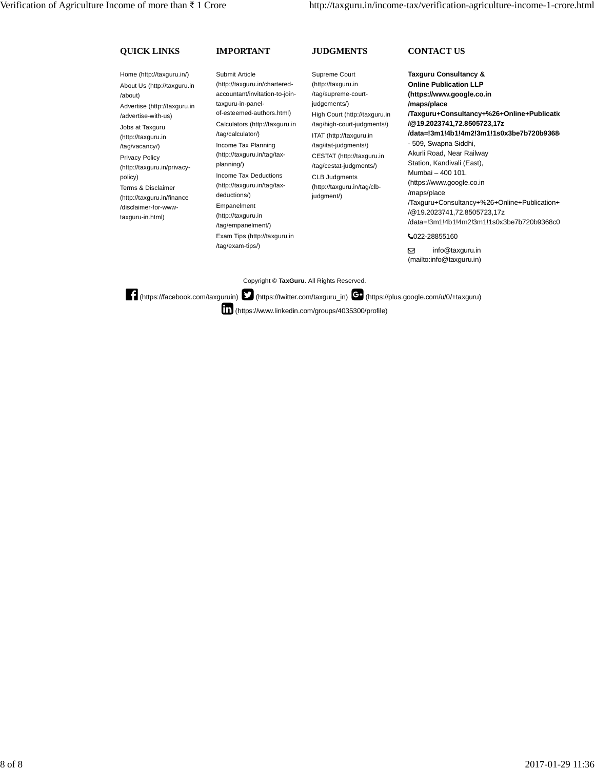### QUICK LINKS

Home (http://taxguru.in/)
About Us (http://taxguru.in/about)
Advertise (http://taxguru.in/advertise-with-us)
Jobs at Taxguru (http://taxguru.in/tag/vacancy/)
Privacy Policy (http://taxguru.in/privacy-policy)
Terms & Disclaimer (http://taxguru.in/finance/disclaimer-for-www-taxguru-in.html)

### IMPORTANT

Submit Article (http://taxguru.in/chartered-accountant/invitation-to-join-taxguru-in-panel-of-esteemed-authors.html)
Calculators (http://taxguru.in/tag/calculator/)
Income Tax Planning (http://taxguru.in/tag/tax-planning/)
Income Tax Deductions (http://taxguru.in/tag/tax-deductions/)
Empanelment (http://taxguru.in/tag/empanelment/)
Exam Tips (http://taxguru.in/tag/exam-tips/)

### JUDGMENTS

Supreme Court (http://taxguru.in/tag/supreme-court-judgements/)
High Court (http://taxguru.in/tag/high-court-judgments/)
ITAT (http://taxguru.in/tag/itat-judgments/)
CESTAT (http://taxguru.in/tag/cestat-judgments/)
CLB Judgments (http://taxguru.in/tag/clb-judgment/)

### CONTACT US

**Taxguru Consultancy & Online Publication LLP (https://www.google.co.in/maps/place/Taxguru+Consultancy+%26+Online+Publicatio/@19.2023741,72.8505723,17z/data=!3m1!4b1!4m2!3m1!1s0x3be7b720b9368** - 509, Swapna Siddhi, Akurli Road, Near Railway Station, Kandivali (East), Mumbai – 400 101. (https://www.google.co.in/maps/place/Taxguru+Consultancy+%26+Online+Publication+/@19.2023741,72.8505723,17z/data=!3m1!4b1!4m2!3m1!1s0x3be7b720b9368c0

022-28855160

info@taxguru.in (mailto:info@taxguru.in)

Copyright © **TaxGuru**. All Rights Reserved.

(https://facebook.com/taxguruin) (https://twitter.com/taxguru_in) (https://plus.google.com/u/0/+taxguru) (https://www.linkedin.com/groups/4035300/profile)